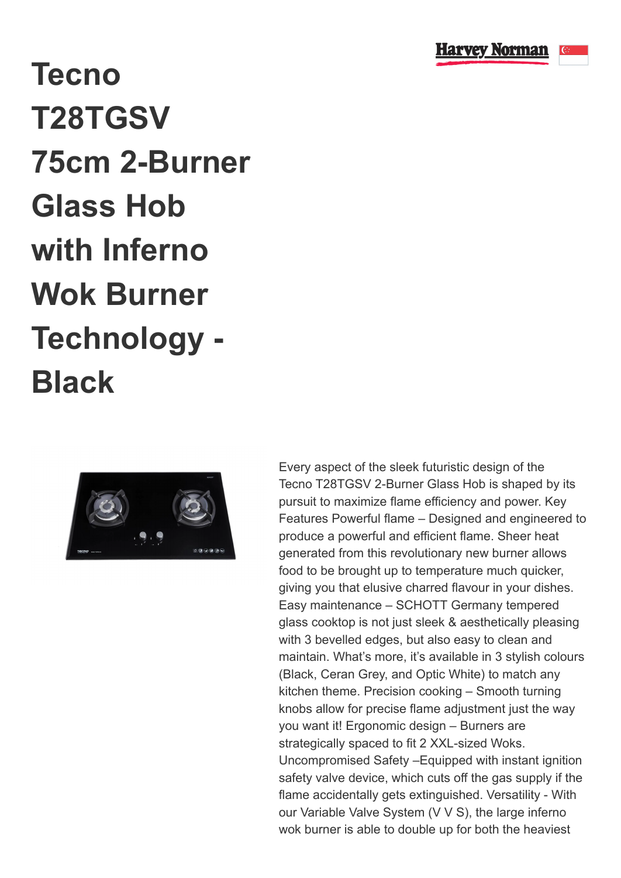# Tecno T28TGSV 75cm 2-Burner Glass Hob with Inferno Wok Burner Technology - Black

Every aspect of the sleek futuristic design of the Tecno T28TGSV 2-Burner Glass Hob is shaped by its pursuit to maximize flame efficiency and power. Key Features Powerful flame – Designed and engineered to produce a powerful and efficient flame. Sheer heat generated from this revolutionary new burner allows food to be brought up to temperature much quicker, giving you that elusive charred flavour in your dishes. Easy maintenance – SCHOTT Germany tempered glass cooktop is not just sleek & aesthetically pleasing with 3 bevelled edges, but also easy to clean and maintain. What's more, it's available in 3 stylish colours (Black, Ceran Grey, and Optic White) to match any kitchen theme. Precision cooking – Smooth turning knobs allow for precise flame adjustment just the way you want it! Ergonomic design – Burners are strategically spaced to fit 2 XXL-sized Woks. Uncompromised Safety –Equipped with instant ignition safety valve device, which cuts off the gas supply if the flame accidentally gets extinguished. Versatility - With our Variable Valve System (V V S), the large inferno wok burner is able to double up for both the heaviest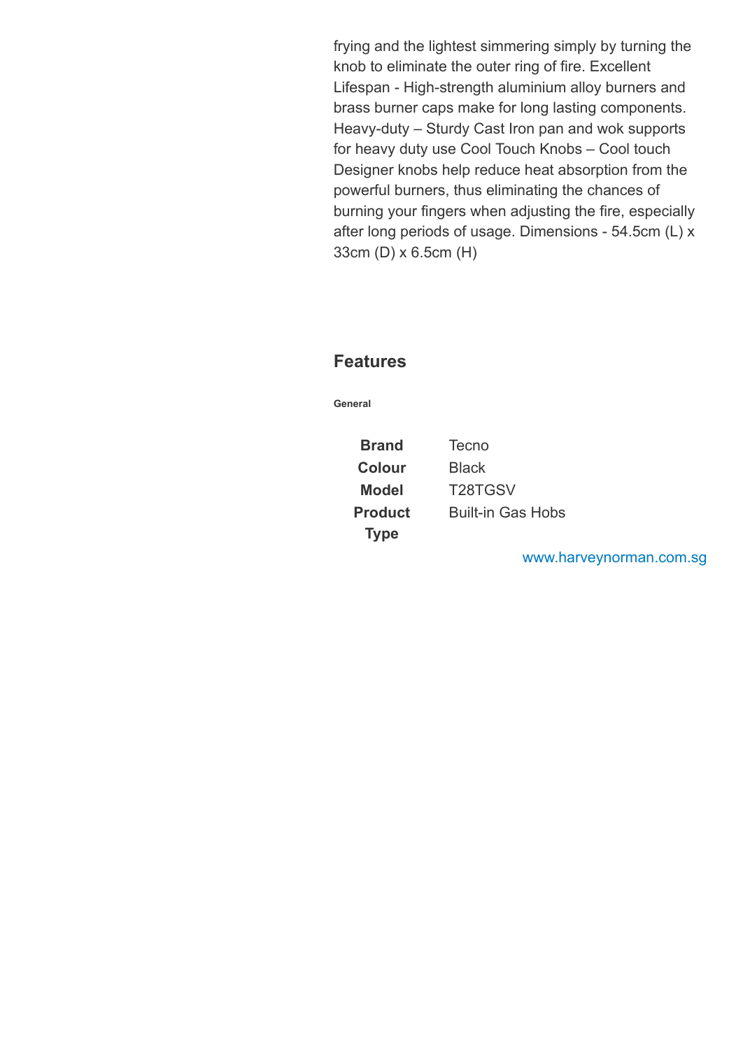frying and the lightest simmering simply by turning the knob to eliminate the outer ring of fire. Excellent Lifespan - High-strength aluminium alloy burners and brass burner caps make for long lasting components. Heavy-duty – Sturdy Cast Iron pan and wok supports for heavy duty use Cool Touch Knobs – Cool touch Designer knobs help reduce heat absorption from the powerful burners, thus eliminating the chances of burning your fingers when adjusting the fire, especially after long periods of usage. Dimensions - 54.5cm (L) x 33cm (D) x 6.5cm (H)

## Features

###### General

| | |
|---|---|
| **Brand** | Tecno |
| **Colour** | Black |
| **Model** | T28TGSV |
| **Product Type** | Built-in Gas Hobs |

www.harveynorman.com.sg